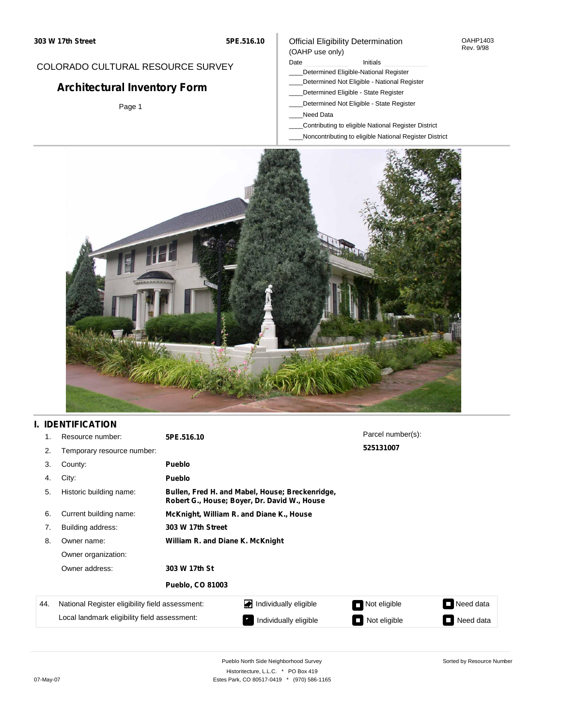303 W 17th Street — 5PE.516.10

COLORADO CULTURAL RESOURCE SURVEY

# Architectural Inventory Form

Page 1

Official Eligibility Determination
(OAHP use only)

OAHP1403
Rev. 9/98

Date ____________ Initials ____________

____Determined Eligible-National Register
____Determined Not Eligible - National Register
____Determined Eligible - State Register
____Determined Not Eligible - State Register
____Need Data
____Contributing to eligible National Register District
____Noncontributing to eligible National Register District

## I. IDENTIFICATION

| | | | |
|---|---|---|---|
| 1. | Resource number: | **5PE.516.10** | Parcel number(s): |
| 2. | Temporary resource number: | | **525131007** |
| 3. | County: | **Pueblo** | |
| 4. | City: | **Pueblo** | |
| 5. | Historic building name: | **Bullen, Fred H. and Mabel, House; Breckenridge, Robert G., House; Boyer, Dr. David W., House** | |
| 6. | Current building name: | **McKnight, William R. and Diane K., House** | |
| 7. | Building address: | **303 W 17th Street** | |
| 8. | Owner name: | **William R. and Diane K. McKnight** | |
| | Owner organization: | | |
| | Owner address: | **303 W 17th St** | |
| | | **Pueblo, CO 81003** | |

| 44. | | | | |
|---|---|---|---|---|
| | National Register eligibility field assessment: | ☑ Individually eligible | Not eligible | Need data |
| | Local landmark eligibility field assessment: | ☑ Individually eligible | Not eligible | Need data |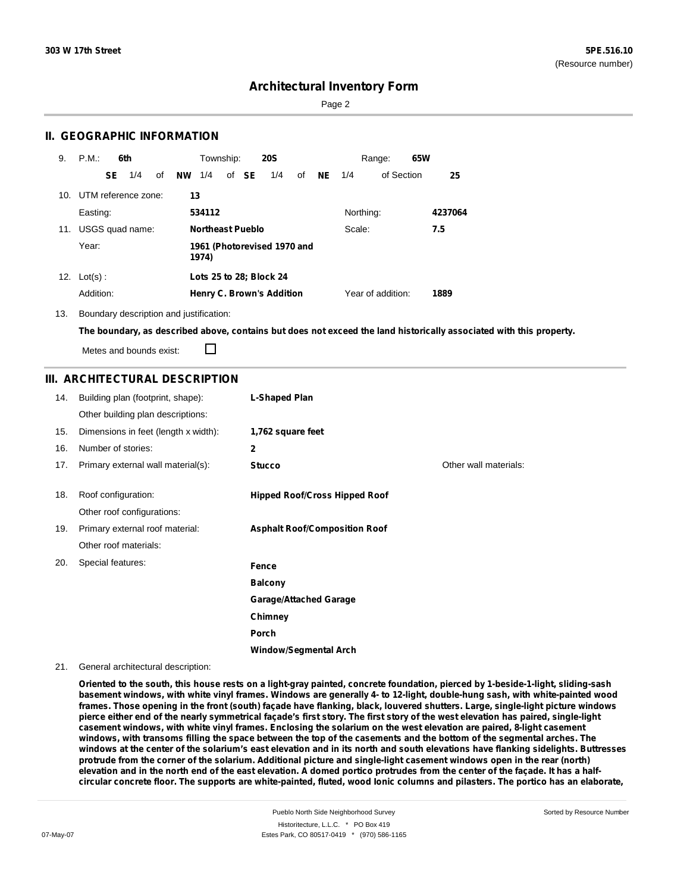# Architectural Inventory Form

## II. GEOGRAPHIC INFORMATION

9. P.M.: **6th** Township: **20S** Range: **65W**

**SE** 1/4 of **NW** 1/4 of **SE** 1/4 of **NE** 1/4 of Section **25**

10. UTM reference zone: **13**

Easting: **534112** Northing: **4237064**

11. USGS quad name: **Northeast Pueblo** Scale: **7.5**

Year: **1961 (Photorevised 1970 and 1974)**

12. Lot(s): **Lots 25 to 28; Block 24**

Addition: **Henry C. Brown's Addition** Year of addition: **1889**

13. Boundary description and justification:

**The boundary, as described above, contains but does not exceed the land historically associated with this property.**

Metes and bounds exist: ☐

## III. ARCHITECTURAL DESCRIPTION

14. Building plan (footprint, shape): **L-Shaped Plan**

Other building plan descriptions:

15. Dimensions in feet (length x width): **1,762 square feet**

16. Number of stories: **2**

17. Primary external wall material(s): **Stucco** Other wall materials:

18. Roof configuration: **Hipped Roof/Cross Hipped Roof**

Other roof configurations:

19. Primary external roof material: **Asphalt Roof/Composition Roof**

Other roof materials:

20. Special features:

**Fence**

**Balcony**

**Garage/Attached Garage**

**Chimney**

**Porch**

**Window/Segmental Arch**

21. General architectural description:

**Oriented to the south, this house rests on a light-gray painted, concrete foundation, pierced by 1-beside-1-light, sliding-sash basement windows, with white vinyl frames. Windows are generally 4- to 12-light, double-hung sash, with white-painted wood frames. Those opening in the front (south) façade have flanking, black, louvered shutters. Large, single-light picture windows pierce either end of the nearly symmetrical façade's first story. The first story of the west elevation has paired, single-light casement windows, with white vinyl frames. Enclosing the solarium on the west elevation are paired, 8-light casement windows, with transoms filling the space between the top of the casements and the bottom of the segmental arches. The windows at the center of the solarium's east elevation and in its north and south elevations have flanking sidelights. Buttresses protrude from the corner of the solarium. Additional picture and single-light casement windows open in the rear (north) elevation and in the north end of the east elevation. A domed portico protrudes from the center of the façade. It has a half-circular concrete floor. The supports are white-painted, fluted, wood Ionic columns and pilasters. The portico has an elaborate,**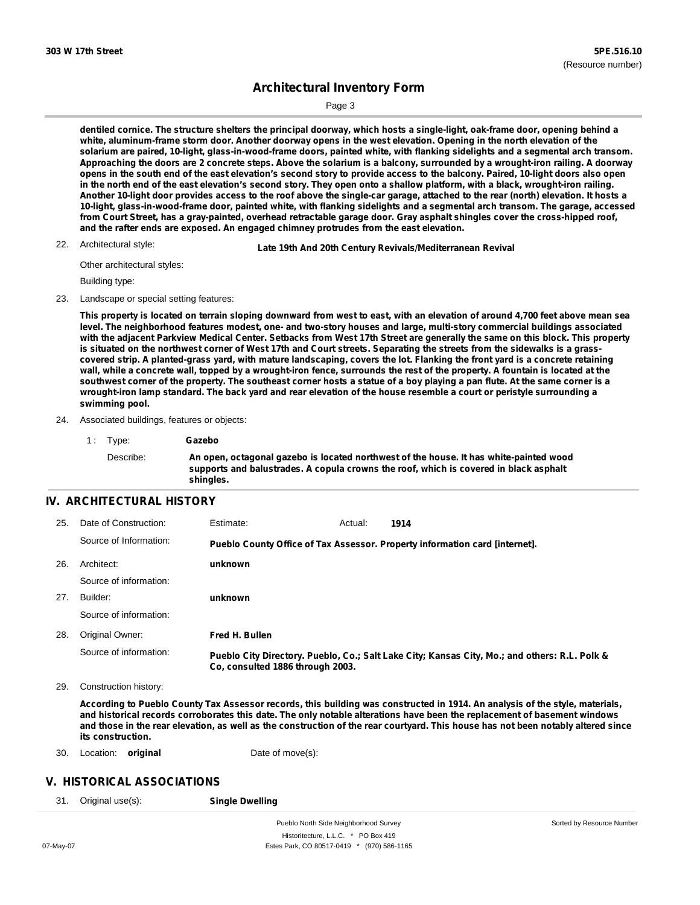dentiled cornice. The structure shelters the principal doorway, which hosts a single-light, oak-frame door, opening behind a white, aluminum-frame storm door. Another doorway opens in the west elevation. Opening in the north elevation of the solarium are paired, 10-light, glass-in-wood-frame doors, painted white, with flanking sidelights and a segmental arch transom. Approaching the doors are 2 concrete steps. Above the solarium is a balcony, surrounded by a wrought-iron railing. A doorway opens in the south end of the east elevation's second story to provide access to the balcony. Paired, 10-light doors also open in the north end of the east elevation's second story. They open onto a shallow platform, with a black, wrought-iron railing. Another 10-light door provides access to the roof above the single-car garage, attached to the rear (north) elevation. It hosts a 10-light, glass-in-wood-frame door, painted white, with flanking sidelights and a segmental arch transom. The garage, accessed from Court Street, has a gray-painted, overhead retractable garage door. Gray asphalt shingles cover the cross-hipped roof, and the rafter ends are exposed. An engaged chimney protrudes from the east elevation.

22. Architectural style: **Late 19th And 20th Century Revivals/Mediterranean Revival**

Other architectural styles:

Building type:

23. Landscape or special setting features:

**This property is located on terrain sloping downward from west to east, with an elevation of around 4,700 feet above mean sea level. The neighborhood features modest, one- and two-story houses and large, multi-story commercial buildings associated with the adjacent Parkview Medical Center. Setbacks from West 17th Street are generally the same on this block. This property is situated on the northwest corner of West 17th and Court streets. Separating the streets from the sidewalks is a grass-covered strip. A planted-grass yard, with mature landscaping, covers the lot. Flanking the front yard is a concrete retaining wall, while a concrete wall, topped by a wrought-iron fence, surrounds the rest of the property. A fountain is located at the southwest corner of the property. The southeast corner hosts a statue of a boy playing a pan flute. At the same corner is a wrought-iron lamp standard. The back yard and rear elevation of the house resemble a court or peristyle surrounding a swimming pool.**

24. Associated buildings, features or objects:

1 : Type: **Gazebo**

Describe: **An open, octagonal gazebo is located northwest of the house. It has white-painted wood supports and balustrades. A copula crowns the roof, which is covered in black asphalt shingles.**

## IV. ARCHITECTURAL HISTORY

25. Date of Construction: Estimate: Actual: **1914**

Source of Information: **Pueblo County Office of Tax Assessor. Property information card [internet].**

26. Architect: **unknown**

Source of information:

27. Builder: **unknown**

Source of information:

28. Original Owner: **Fred H. Bullen**

Source of information: **Pueblo City Directory. Pueblo, Co.; Salt Lake City; Kansas City, Mo.; and others: R.L. Polk & Co, consulted 1886 through 2003.**

29. Construction history:

**According to Pueblo County Tax Assessor records, this building was constructed in 1914. An analysis of the style, materials, and historical records corroborates this date. The only notable alterations have been the replacement of basement windows and those in the rear elevation, as well as the construction of the rear courtyard. This house has not been notably altered since its construction.**

30. Location: **original** Date of move(s):

## V. HISTORICAL ASSOCIATIONS

31. Original use(s): **Single Dwelling**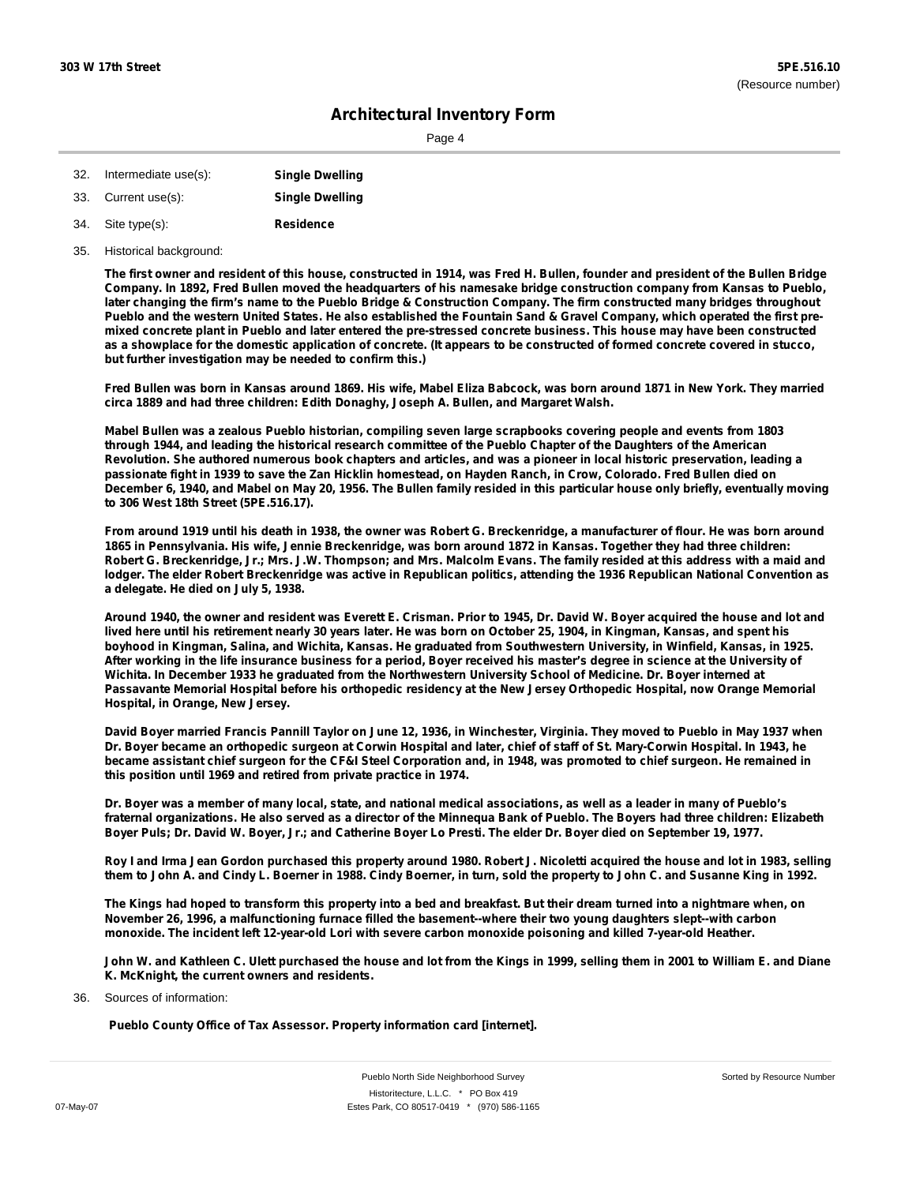32. Intermediate use(s): **Single Dwelling**

33. Current use(s): **Single Dwelling**

34. Site type(s): **Residence**

35. Historical background:

**The first owner and resident of this house, constructed in 1914, was Fred H. Bullen, founder and president of the Bullen Bridge Company. In 1892, Fred Bullen moved the headquarters of his namesake bridge construction company from Kansas to Pueblo, later changing the firm's name to the Pueblo Bridge & Construction Company. The firm constructed many bridges throughout Pueblo and the western United States. He also established the Fountain Sand & Gravel Company, which operated the first pre-mixed concrete plant in Pueblo and later entered the pre-stressed concrete business. This house may have been constructed as a showplace for the domestic application of concrete. (It appears to be constructed of formed concrete covered in stucco, but further investigation may be needed to confirm this.)**

**Fred Bullen was born in Kansas around 1869. His wife, Mabel Eliza Babcock, was born around 1871 in New York. They married circa 1889 and had three children: Edith Donaghy, Joseph A. Bullen, and Margaret Walsh.**

**Mabel Bullen was a zealous Pueblo historian, compiling seven large scrapbooks covering people and events from 1803 through 1944, and leading the historical research committee of the Pueblo Chapter of the Daughters of the American Revolution. She authored numerous book chapters and articles, and was a pioneer in local historic preservation, leading a passionate fight in 1939 to save the Zan Hicklin homestead, on Hayden Ranch, in Crow, Colorado. Fred Bullen died on December 6, 1940, and Mabel on May 20, 1956. The Bullen family resided in this particular house only briefly, eventually moving to 306 West 18th Street (5PE.516.17).**

**From around 1919 until his death in 1938, the owner was Robert G. Breckenridge, a manufacturer of flour. He was born around 1865 in Pennsylvania. His wife, Jennie Breckenridge, was born around 1872 in Kansas. Together they had three children: Robert G. Breckenridge, Jr.; Mrs. J.W. Thompson; and Mrs. Malcolm Evans. The family resided at this address with a maid and lodger. The elder Robert Breckenridge was active in Republican politics, attending the 1936 Republican National Convention as a delegate. He died on July 5, 1938.**

**Around 1940, the owner and resident was Everett E. Crisman. Prior to 1945, Dr. David W. Boyer acquired the house and lot and lived here until his retirement nearly 30 years later. He was born on October 25, 1904, in Kingman, Kansas, and spent his boyhood in Kingman, Salina, and Wichita, Kansas. He graduated from Southwestern University, in Winfield, Kansas, in 1925. After working in the life insurance business for a period, Boyer received his master's degree in science at the University of Wichita. In December 1933 he graduated from the Northwestern University School of Medicine. Dr. Boyer interned at Passavante Memorial Hospital before his orthopedic residency at the New Jersey Orthopedic Hospital, now Orange Memorial Hospital, in Orange, New Jersey.**

**David Boyer married Francis Pannill Taylor on June 12, 1936, in Winchester, Virginia. They moved to Pueblo in May 1937 when Dr. Boyer became an orthopedic surgeon at Corwin Hospital and later, chief of staff of St. Mary-Corwin Hospital. In 1943, he became assistant chief surgeon for the CF&I Steel Corporation and, in 1948, was promoted to chief surgeon. He remained in this position until 1969 and retired from private practice in 1974.**

**Dr. Boyer was a member of many local, state, and national medical associations, as well as a leader in many of Pueblo's fraternal organizations. He also served as a director of the Minnequa Bank of Pueblo. The Boyers had three children: Elizabeth Boyer Puls; Dr. David W. Boyer, Jr.; and Catherine Boyer Lo Presti. The elder Dr. Boyer died on September 19, 1977.**

**Roy I and Irma Jean Gordon purchased this property around 1980. Robert J. Nicoletti acquired the house and lot in 1983, selling them to John A. and Cindy L. Boerner in 1988. Cindy Boerner, in turn, sold the property to John C. and Susanne King in 1992.**

**The Kings had hoped to transform this property into a bed and breakfast. But their dream turned into a nightmare when, on November 26, 1996, a malfunctioning furnace filled the basement--where their two young daughters slept--with carbon monoxide. The incident left 12-year-old Lori with severe carbon monoxide poisoning and killed 7-year-old Heather.**

**John W. and Kathleen C. Ulett purchased the house and lot from the Kings in 1999, selling them in 2001 to William E. and Diane K. McKnight, the current owners and residents.**

36. Sources of information:

**Pueblo County Office of Tax Assessor. Property information card [internet].**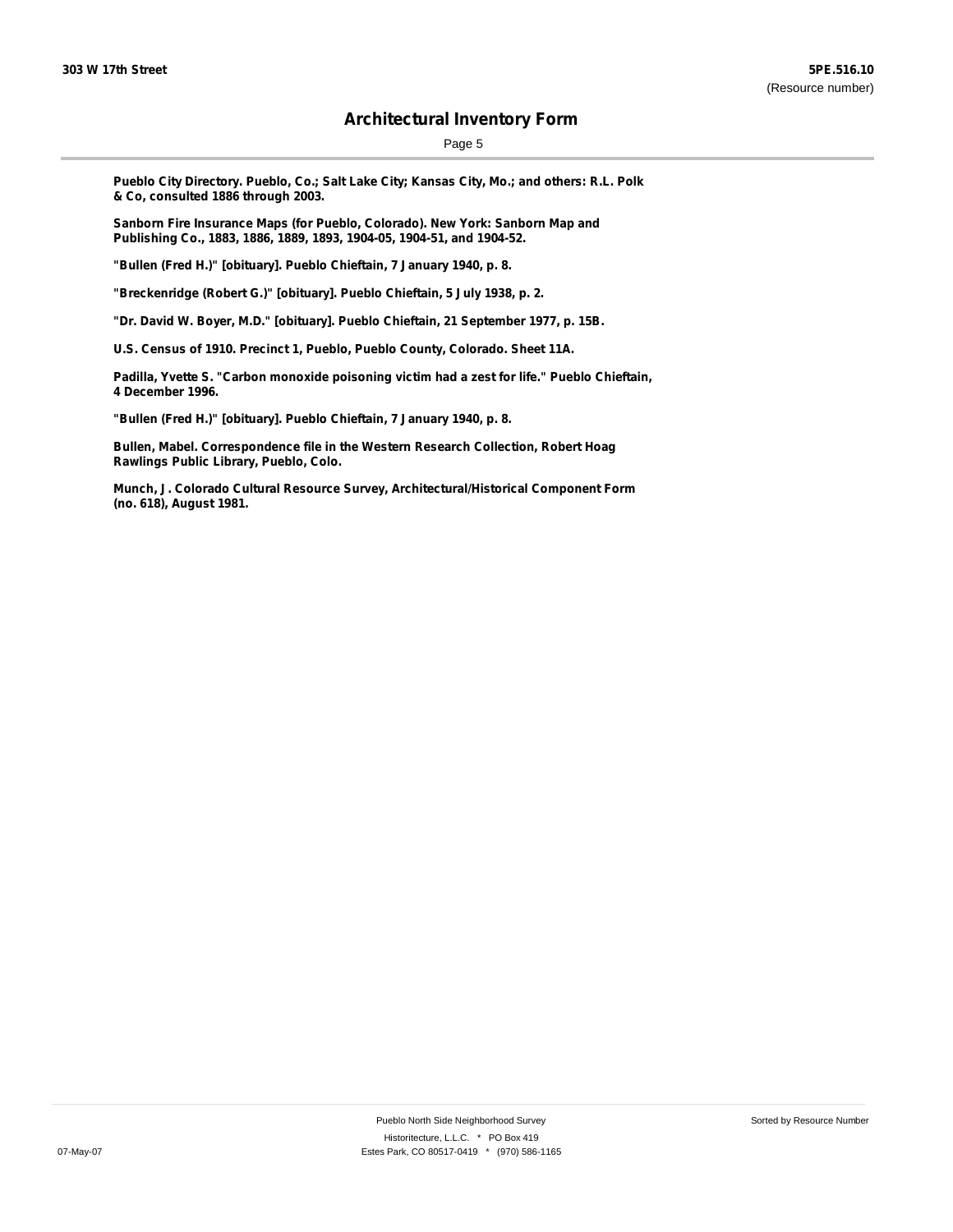**Pueblo City Directory. Pueblo, Co.; Salt Lake City; Kansas City, Mo.; and others: R.L. Polk & Co, consulted 1886 through 2003.**

**Sanborn Fire Insurance Maps (for Pueblo, Colorado). New York: Sanborn Map and Publishing Co., 1883, 1886, 1889, 1893, 1904-05, 1904-51, and 1904-52.**

**"Bullen (Fred H.)" [obituary]. Pueblo Chieftain, 7 January 1940, p. 8.**

**"Breckenridge (Robert G.)" [obituary]. Pueblo Chieftain, 5 July 1938, p. 2.**

**"Dr. David W. Boyer, M.D." [obituary]. Pueblo Chieftain, 21 September 1977, p. 15B.**

**U.S. Census of 1910. Precinct 1, Pueblo, Pueblo County, Colorado. Sheet 11A.**

**Padilla, Yvette S. "Carbon monoxide poisoning victim had a zest for life." Pueblo Chieftain, 4 December 1996.**

**"Bullen (Fred H.)" [obituary]. Pueblo Chieftain, 7 January 1940, p. 8.**

**Bullen, Mabel. Correspondence file in the Western Research Collection, Robert Hoag Rawlings Public Library, Pueblo, Colo.**

**Munch, J. Colorado Cultural Resource Survey, Architectural/Historical Component Form (no. 618), August 1981.**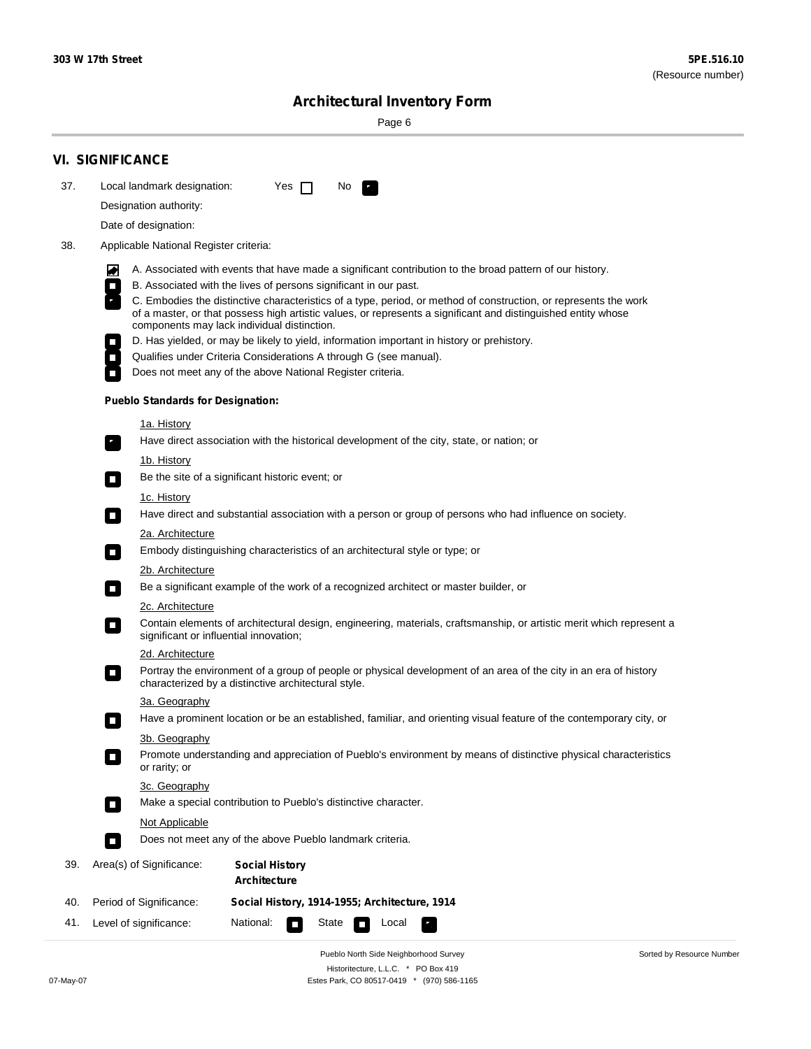## VI. SIGNIFICANCE

37. Local landmark designation: Yes ☐ No ☑

Designation authority:

Date of designation:

38. Applicable National Register criteria:

- ☑ A. Associated with events that have made a significant contribution to the broad pattern of our history.
- ☐ B. Associated with the lives of persons significant in our past.
- ☑ C. Embodies the distinctive characteristics of a type, period, or method of construction, or represents the work of a master, or that possess high artistic values, or represents a significant and distinguished entity whose components may lack individual distinction.
- ☐ D. Has yielded, or may be likely to yield, information important in history or prehistory.
- ☐ Qualifies under Criteria Considerations A through G (see manual).
- ☐ Does not meet any of the above National Register criteria.

**Pueblo Standards for Designation:**

1a. History
- ☑ Have direct association with the historical development of the city, state, or nation; or

1b. History
- ☐ Be the site of a significant historic event; or

1c. History
- ☐ Have direct and substantial association with a person or group of persons who had influence on society.

2a. Architecture
- ☐ Embody distinguishing characteristics of an architectural style or type; or

2b. Architecture
- ☐ Be a significant example of the work of a recognized architect or master builder, or

2c. Architecture
- ☐ Contain elements of architectural design, engineering, materials, craftsmanship, or artistic merit which represent a significant or influential innovation;

2d. Architecture
- ☐ Portray the environment of a group of people or physical development of an area of the city in an era of history characterized by a distinctive architectural style.

3a. Geography
- ☐ Have a prominent location or be an established, familiar, and orienting visual feature of the contemporary city, or

3b. Geography
- ☐ Promote understanding and appreciation of Pueblo's environment by means of distinctive physical characteristics or rarity; or

3c. Geography
- ☐ Make a special contribution to Pueblo's distinctive character.

Not Applicable
- ☐ Does not meet any of the above Pueblo landmark criteria.

39. Area(s) of Significance: **Social History**
**Architecture**

40. Period of Significance: **Social History, 1914-1955; Architecture, 1914**

41. Level of significance: National: ☐ State ☐ Local ☑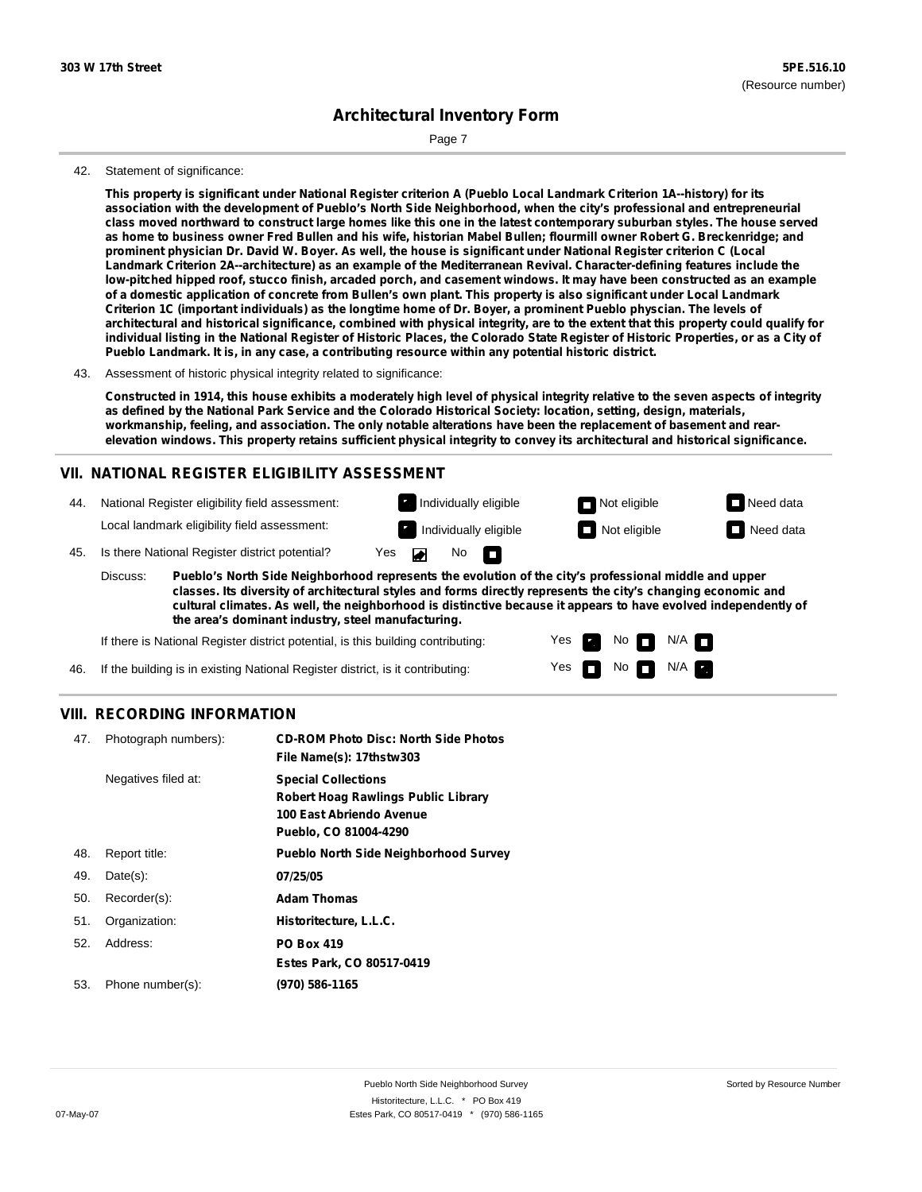42. Statement of significance:

**This property is significant under National Register criterion A (Pueblo Local Landmark Criterion 1A--history) for its association with the development of Pueblo's North Side Neighborhood, when the city's professional and entrepreneurial class moved northward to construct large homes like this one in the latest contemporary suburban styles. The house served as home to business owner Fred Bullen and his wife, historian Mabel Bullen; flourmill owner Robert G. Breckenridge; and prominent physician Dr. David W. Boyer. As well, the house is significant under National Register criterion C (Local Landmark Criterion 2A--architecture) as an example of the Mediterranean Revival. Character-defining features include the low-pitched hipped roof, stucco finish, arcaded porch, and casement windows. It may have been constructed as an example of a domestic application of concrete from Bullen's own plant. This property is also significant under Local Landmark Criterion 1C (important individuals) as the longtime home of Dr. Boyer, a prominent Pueblo physcian. The levels of architectural and historical significance, combined with physical integrity, are to the extent that this property could qualify for individual listing in the National Register of Historic Places, the Colorado State Register of Historic Properties, or as a City of Pueblo Landmark. It is, in any case, a contributing resource within any potential historic district.**

43. Assessment of historic physical integrity related to significance:

**Constructed in 1914, this house exhibits a moderately high level of physical integrity relative to the seven aspects of integrity as defined by the National Park Service and the Colorado Historical Society: location, setting, design, materials, workmanship, feeling, and association. The only notable alterations have been the replacement of basement and rear-elevation windows. This property retains sufficient physical integrity to convey its architectural and historical significance.**

## VII. NATIONAL REGISTER ELIGIBILITY ASSESSMENT

44. National Register eligibility field assessment: [X] Individually eligible [ ] Not eligible [ ] Need data

Local landmark eligibility field assessment: [X] Individually eligible [ ] Not eligible [ ] Need data

45. Is there National Register district potential? Yes [X] No [ ]

Discuss: **Pueblo's North Side Neighborhood represents the evolution of the city's professional middle and upper classes. Its diversity of architectural styles and forms directly represents the city's changing economic and cultural climates. As well, the neighborhood is distinctive because it appears to have evolved independently of the area's dominant industry, steel manufacturing.**

If there is National Register district potential, is this building contributing: Yes [X] No [ ] N/A [ ]

46. If the building is in existing National Register district, is it contributing: Yes [ ] No [ ] N/A [X]

## VIII. RECORDING INFORMATION

47. Photograph numbers): **CD-ROM Photo Disc: North Side Photos**
**File Name(s): 17thstw303**

Negatives filed at: **Special Collections**
**Robert Hoag Rawlings Public Library**
**100 East Abriendo Avenue**
**Pueblo, CO 81004-4290**

48. Report title: **Pueblo North Side Neighborhood Survey**

49. Date(s): **07/25/05**

50. Recorder(s): **Adam Thomas**

51. Organization: **Historitecture, L.L.C.**

52. Address: **PO Box 419**
**Estes Park, CO 80517-0419**

53. Phone number(s): **(970) 586-1165**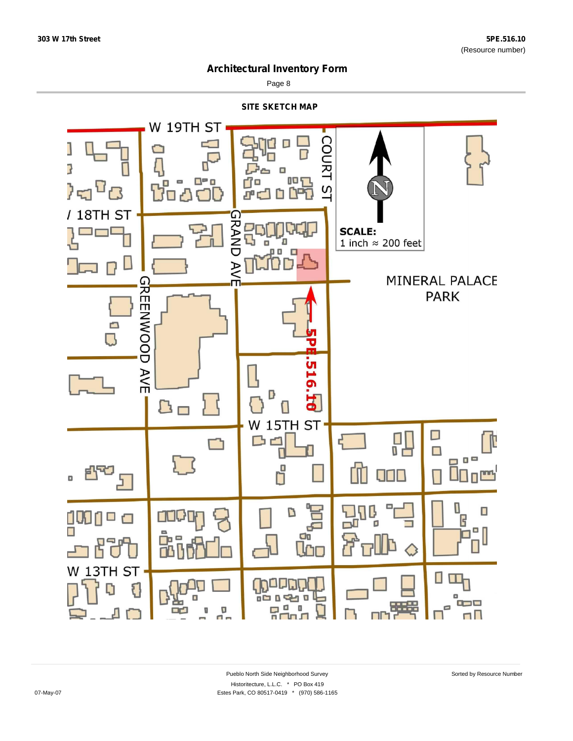303 W 17th Street

5PE.516.10
(Resource number)

# Architectural Inventory Form

## SITE SKETCH MAP

W 19TH ST

COURT ST

18TH ST

GRAND AVE

GREENWOOD AVE

SCALE:
1 inch ≈ 200 feet

MINERAL PALACE PARK

5PE.516.10

W 15TH ST

W 13TH ST

Pueblo North Side Neighborhood Survey

Historitecture, L.L.C. * PO Box 419

Estes Park, CO 80517-0419 * (970) 586-1165

07-May-07

Sorted by Resource Number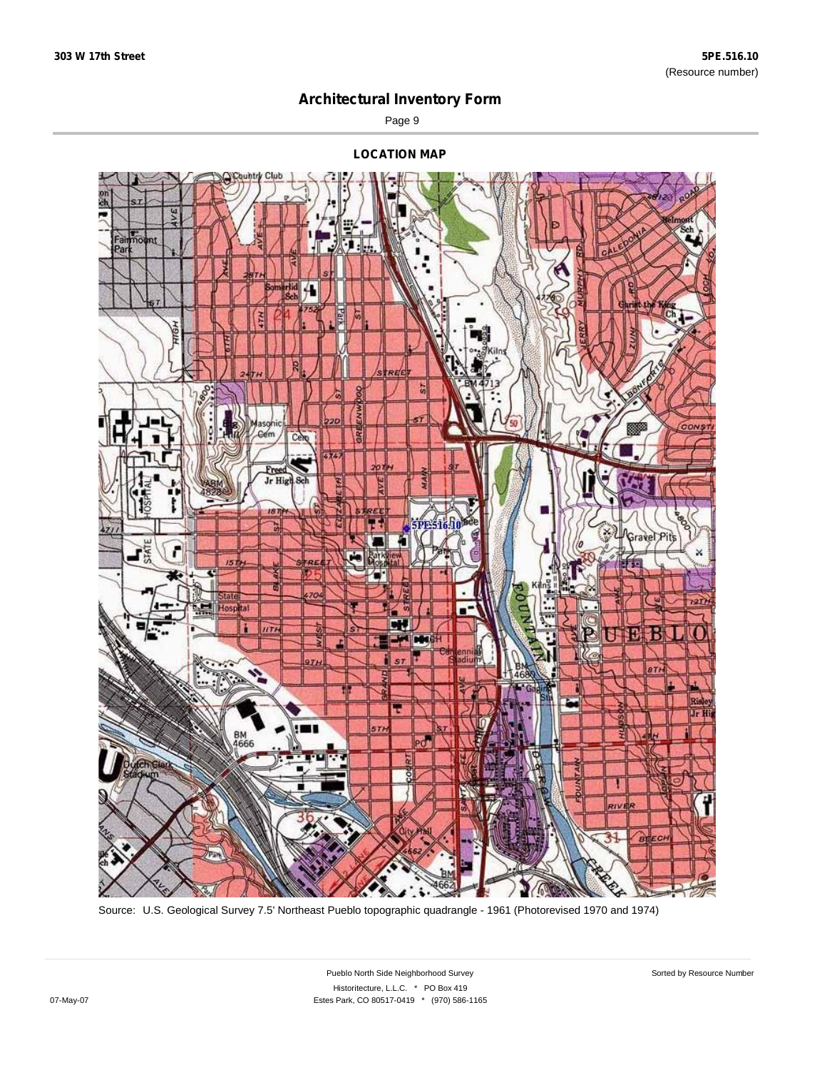## LOCATION MAP

Source: U.S. Geological Survey 7.5' Northeast Pueblo topographic quadrangle - 1961 (Photorevised 1970 and 1974)